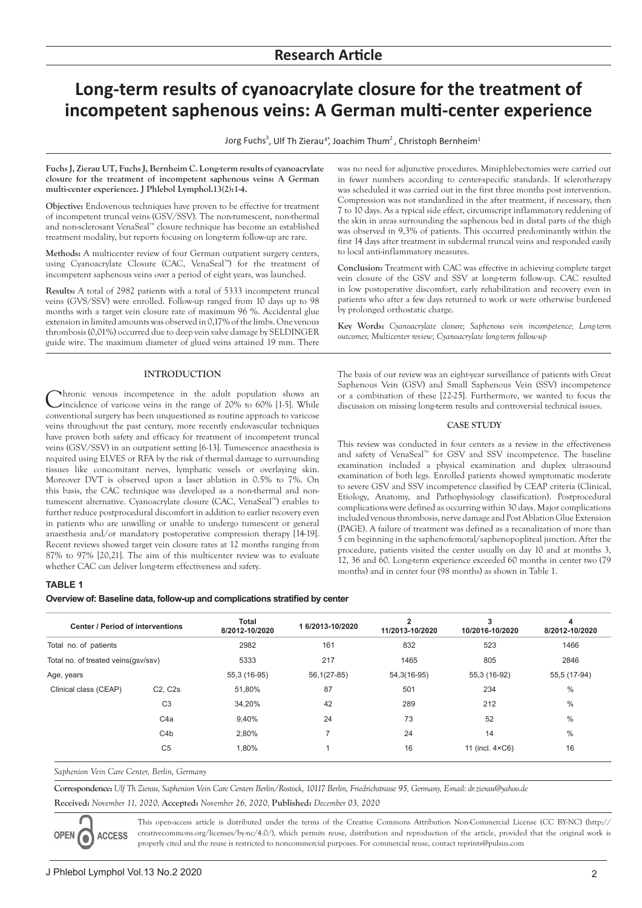## Research Article

# Long-term results of cyanoacrylate closure for the treatment of incompetent saphenous veins: A German multi-center experience

Jorg Fuchs[3], Ulf Th Zierau[4*], Joachim Thum[2], Christoph Bernheim[1]

**Fuchs J, Zierau UT, Fuchs J, Bernheim C. Long-term results of cyanoacrylate closure for the treatment of incompetent saphenous veins: A German multi-center experiencez. J Phlebol Lymphol.13(2):1-4.**

**Objective:** Endovenous techniques have proven to be effective for treatment of incompetent truncal veins (GSV/SSV). The non-tumescent, non-thermal and non-sclerosant VenaSeal™ closure technique has become an established treatment modality, but reports focusing on long-term follow-up are rare.

**Methods:** A multicenter review of four German outpatient surgery centers, using Cyanoacrylate Closure (CAC, VenaSeal™) for the treatment of incompetent saphenous veins over a period of eight years, was launched.

**Results:** A total of 2982 patients with a total of 5333 incompetent truncal veins (GVS/SSV) were enrolled. Follow-up ranged from 10 days up to 98 months with a target vein closure rate of maximum 96 %. Accidental glue extension in limited amounts was observed in 0,17% of the limbs. One venous thrombosis (0,01%) occurred due to deep vein valve damage by SELDINGER guide wire. The maximum diameter of glued veins attained 19 mm. There was no need for adjunctive procedures. Miniphlebectomies were carried out in fewer numbers according to center-specific standards. If sclerotherapy was scheduled it was carried out in the first three months post intervention. Compression was not standardized in the after treatment, if necessary, then 7 to 10 days. As a typical side effect, circumscript inflammatory reddening of the skin in areas surrounding the saphenous bed in distal parts of the thigh was observed in 9,3% of patients. This occurred predominantly within the first 14 days after treatment in subdermal truncal veins and responded easily to local anti-inflammatory measures.

**Conclusion:** Treatment with CAC was effective in achieving complete target vein closure of the GSV and SSV at long-term follow-up. CAC resulted in low postoperative discomfort, early rehabilitation and recovery even in patients who after a few days returned to work or were otherwise burdened by prolonged orthostatic charge.

**Key Words:** *Cyanoacrylate closure; Saphenous vein incompetence; Long-term outcomes; Multicenter review; Cyanoacrylate long-term follow-up*

## INTRODUCTION

Chronic venous incompetence in the adult population shows an incidence of varicose veins in the range of 20% to 60% [1-5]. While conventional surgery has been unquestioned as routine approach to varicose veins throughout the past century, more recently endovascular techniques have proven both safety and efficacy for treatment of incompetent truncal veins (GSV/SSV) in an outpatient setting [6-13]. Tumescence anaesthesia is required using ELVES or RFA by the risk of thermal damage to surrounding tissues like concomitant nerves, lymphatic vessels or overlaying skin. Moreover DVT is observed upon a laser ablation in 0.5% to 7%. On this basis, the CAC technique was developed as a non-thermal and non-tumescent alternative. Cyanoacrylate closure (CAC, VenaSeal™) enables to further reduce postprocedural discomfort in addition to earlier recovery even in patients who are unwilling or unable to undergo tumescent or general anaesthesia and/or mandatory postoperative compression therapy [14-19]. Recent reviews showed target vein closure rates at 12 months ranging from 87% to 97% [20,21]. The aim of this multicenter review was to evaluate whether CAC can deliver long-term effectiveness and safety.

The basis of our review was an eight-year surveillance of patients with Great Saphenous Vein (GSV) and Small Saphenous Vein (SSV) incompetence or a combination of these [22-25]. Furthermore, we wanted to focus the discussion on missing long-term results and controversial technical issues.

## CASE STUDY

This review was conducted in four centers as a review in the effectiveness and safety of VenaSeal™ for GSV and SSV incompetence. The baseline examination included a physical examination and duplex ultrasound examination of both legs. Enrolled patients showed symptomatic moderate to severe GSV and SSV incompetence classified by CEAP criteria (Clinical, Etiology, Anatomy, and Pathophysiology classification). Postprocedural complications were defined as occurring within 30 days. Major complications included venous thrombosis, nerve damage and Post Ablation Glue Extension (PAGE). A failure of treatment was defined as a recanalization of more than 5 cm beginning in the saphenofemoral/saphenopopliteal junction. After the procedure, patients visited the center usually on day 10 and at months 3, 12, 36 and 60. Long-term experience exceeded 60 months in center two (79 months) and in center four (98 months) as shown in Table 1.

**TABLE 1**

**Overview of: Baseline data, follow-up and complications stratified by center**

| Center / Period of interventions | | Total 8/2012-10/2020 | 1 6/2013-10/2020 | 2 11/2013-10/2020 | 3 10/2016-10/2020 | 4 8/2012-10/2020 |
|---|---|---|---|---|---|---|
| Total no. of patients | | 2982 | 161 | 832 | 523 | 1466 |
| Total no. of treated veins(gsv/ssv) | | 5333 | 217 | 1465 | 805 | 2846 |
| Age, years | | 55,3 (16-95) | 56,1(27-85) | 54,3(16-95) | 55,3 (16-92) | 55,5 (17-94) |
| Clinical class (CEAP) | C2, C2s | 51,80% | 87 | 501 | 234 | % |
| | C3 | 34,20% | 42 | 289 | 212 | % |
| | C4a | 9,40% | 24 | 73 | 52 | % |
| | C4b | 2,80% | 7 | 24 | 14 | % |
| | C5 | 1,80% | 1 | 16 | 11 (incl. 4×C6) | 16 |

*Saphenion Vein Care Center, Berlin, Germany*

**Correspondence:** *Ulf Th Zierau, Saphenion Vein Care Centers Berlin/Rostock, 10117 Berlin, Friedrichstrasse 95, Germany, E-mail: dr.zierau@yahoo.de*

**Received:** *November 11, 2020,* **Accepted:** *November 26, 2020,* **Published:** *December 03, 2020*

This open-access article is distributed under the terms of the Creative Commons Attribution Non-Commercial License (CC BY-NC) (http://creativecommons.org/licenses/by-nc/4.0/), which permits reuse, distribution and reproduction of the article, provided that the original work is properly cited and the reuse is restricted to noncommercial purposes. For commercial reuse, contact reprints@pulsus.com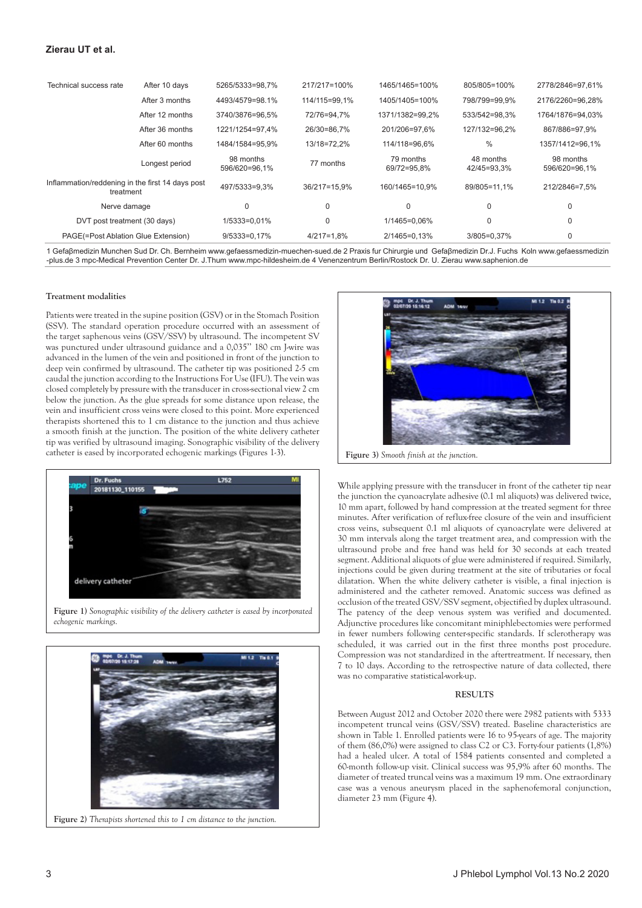| Technical success rate | After 10 days | 5265/5333=98,7% | 217/217=100% | 1465/1465=100% | 805/805=100% | 2778/2846=97,61% |
|---|---|---|---|---|---|---|
| | After 3 months | 4493/4579=98.1% | 114/115=99,1% | 1405/1405=100% | 798/799=99,9% | 2176/2260=96,28% |
| | After 12 months | 3740/3876=96,5% | 72/76=94,7% | 1371/1382=99,2% | 533/542=98,3% | 1764/1876=94,03% |
| | After 36 months | 1221/1254=97,4% | 26/30=86,7% | 201/206=97,6% | 127/132=96,2% | 867/886=97,9% |
| | After 60 months | 1484/1584=95,9% | 13/18=72,2% | 114/118=96,6% | % | 1357/1412=96,1% |
| | Longest period | 98 months 596/620=96,1% | 77 months | 79 months 69/72=95,8% | 48 months 42/45=93,3% | 98 months 596/620=96,1% |
| Inflammation/reddening in the first 14 days post treatment | | 497/5333=9,3% | 36/217=15,9% | 160/1465=10,9% | 89/805=11,1% | 212/2846=7,5% |
| Nerve damage | | 0 | 0 | 0 | 0 | 0 |
| DVT post treatment (30 days) | | 1/5333=0,01% | 0 | 1/1465=0,06% | 0 | 0 |
| PAGE(=Post Ablation Glue Extension) | | 9/5333=0,17% | 4/217=1,8% | 2/1465=0,13% | 3/805=0,37% | 0 |

1 Gefaβmedizin Munchen Sud Dr. Ch. Bernheim www.gefaessmedizin-muechen-sued.de 2 Praxis fur Chirurgie und Gefaβmedizin Dr.J. Fuchs Koln www.gefaessmedizin-plus.de 3 mpc-Medical Prevention Center Dr. J.Thum www.mpc-hildesheim.de 4 Venenzentrum Berlin/Rostock Dr. U. Zierau www.saphenion.de

### Treatment modalities

Patients were treated in the supine position (GSV) or in the Stomach Position (SSV). The standard operation procedure occurred with an assessment of the target saphenous veins (GSV/SSV) by ultrasound. The incompetent SV was punctured under ultrasound guidance and a 0,035'' 180 cm J-wire was advanced in the lumen of the vein and positioned in front of the junction to deep vein confirmed by ultrasound. The catheter tip was positioned 2-5 cm caudal the junction according to the Instructions For Use (IFU). The vein was closed completely by pressure with the transducer in cross-sectional view 2 cm below the junction. As the glue spreads for some distance upon release, the vein and insufficient cross veins were closed to this point. More experienced therapists shortened this to 1 cm distance to the junction and thus achieve a smooth finish at the junction. The position of the white delivery catheter tip was verified by ultrasound imaging. Sonographic visibility of the delivery catheter is eased by incorporated echogenic markings (Figures 1-3).

**Figure 1)** *Sonographic visibility of the delivery catheter is eased by incorporated echogenic markings.*

**Figure 2)** *Therapists shortened this to 1 cm distance to the junction.*

**Figure 3)** *Smooth finish at the junction.*

While applying pressure with the transducer in front of the catheter tip near the junction the cyanoacrylate adhesive (0.1 ml aliquots) was delivered twice, 10 mm apart, followed by hand compression at the treated segment for three minutes. After verification of reflux-free closure of the vein and insufficient cross veins, subsequent 0.1 ml aliquots of cyanoacrylate were delivered at 30 mm intervals along the target treatment area, and compression with the ultrasound probe and free hand was held for 30 seconds at each treated segment. Additional aliquots of glue were administered if required. Similarly, injections could be given during treatment at the site of tributaries or focal dilatation. When the white delivery catheter is visible, a final injection is administered and the catheter removed. Anatomic success was defined as occlusion of the treated GSV/SSV segment, objectified by duplex ultrasound. The patency of the deep venous system was verified and documented. Adjunctive procedures like concomitant miniphlebectomies were performed in fewer numbers following center-specific standards. If sclerotherapy was scheduled, it was carried out in the first three months post procedure. Compression was not standardized in the aftertreatment. If necessary, then 7 to 10 days. According to the retrospective nature of data collected, there was no comparative statistical-work-up.

## RESULTS

Between August 2012 and October 2020 there were 2982 patients with 5333 incompetent truncal veins (GSV/SSV) treated. Baseline characteristics are shown in Table 1. Enrolled patients were 16 to 95-years of age. The majority of them (86,0%) were assigned to class C2 or C3. Forty-four patients (1,8%) had a healed ulcer. A total of 1584 patients consented and completed a 60-month follow-up visit. Clinical success was 95,9% after 60 months. The diameter of treated truncal veins was a maximum 19 mm. One extraordinary case was a venous aneurysm placed in the saphenofemoral conjunction, diameter 23 mm (Figure 4).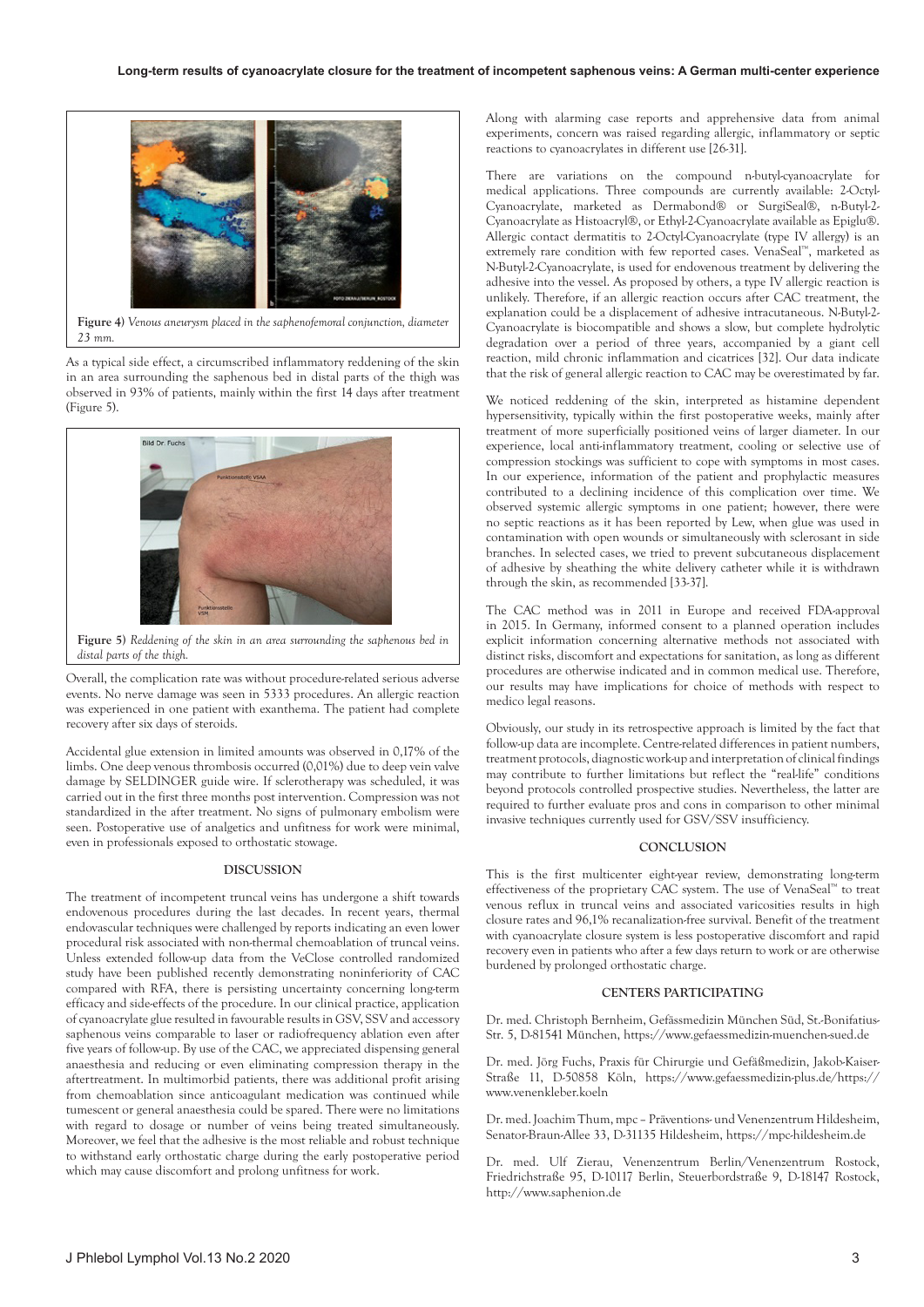**Figure 4)** *Venous aneurysm placed in the saphenofemoral conjunction, diameter 23 mm.*

As a typical side effect, a circumscribed inflammatory reddening of the skin in an area surrounding the saphenous bed in distal parts of the thigh was observed in 93% of patients, mainly within the first 14 days after treatment (Figure 5).

**Figure 5)** *Reddening of the skin in an area surrounding the saphenous bed in distal parts of the thigh.*

Overall, the complication rate was without procedure-related serious adverse events. No nerve damage was seen in 5333 procedures. An allergic reaction was experienced in one patient with exanthema. The patient had complete recovery after six days of steroids.

Accidental glue extension in limited amounts was observed in 0,17% of the limbs. One deep venous thrombosis occurred (0,01%) due to deep vein valve damage by SELDINGER guide wire. If sclerotherapy was scheduled, it was carried out in the first three months post intervention. Compression was not standardized in the after treatment. No signs of pulmonary embolism were seen. Postoperative use of analgetics and unfitness for work were minimal, even in professionals exposed to orthostatic stowage.

## DISCUSSION

The treatment of incompetent truncal veins has undergone a shift towards endovenous procedures during the last decades. In recent years, thermal endovascular techniques were challenged by reports indicating an even lower procedural risk associated with non-thermal chemoablation of truncal veins. Unless extended follow-up data from the VeClose controlled randomized study have been published recently demonstrating noninferiority of CAC compared with RFA, there is persisting uncertainty concerning long-term efficacy and side-effects of the procedure. In our clinical practice, application of cyanoacrylate glue resulted in favourable results in GSV, SSV and accessory saphenous veins comparable to laser or radiofrequency ablation even after five years of follow-up. By use of the CAC, we appreciated dispensing general anaesthesia and reducing or even eliminating compression therapy in the aftertreatment. In multimorbid patients, there was additional profit arising from chemoablation since anticoagulant medication was continued while tumescent or general anaesthesia could be spared. There were no limitations with regard to dosage or number of veins being treated simultaneously. Moreover, we feel that the adhesive is the most reliable and robust technique to withstand early orthostatic charge during the early postoperative period which may cause discomfort and prolong unfitness for work.

Along with alarming case reports and apprehensive data from animal experiments, concern was raised regarding allergic, inflammatory or septic reactions to cyanoacrylates in different use [26-31].

There are variations on the compound n-butyl-cyanoacrylate for medical applications. Three compounds are currently available: 2-Octyl-Cyanoacrylate, marketed as Dermabond® or SurgiSeal®, n-Butyl-2-Cyanoacrylate as Histoacryl®, or Ethyl-2-Cyanoacrylate available as Epiglu®. Allergic contact dermatitis to 2-Octyl-Cyanoacrylate (type IV allergy) is an extremely rare condition with few reported cases. VenaSeal™, marketed as N-Butyl-2-Cyanoacrylate, is used for endovenous treatment by delivering the adhesive into the vessel. As proposed by others, a type IV allergic reaction is unlikely. Therefore, if an allergic reaction occurs after CAC treatment, the explanation could be a displacement of adhesive intracutaneous. N-Butyl-2-Cyanoacrylate is biocompatible and shows a slow, but complete hydrolytic degradation over a period of three years, accompanied by a giant cell reaction, mild chronic inflammation and cicatrices [32]. Our data indicate that the risk of general allergic reaction to CAC may be overestimated by far.

We noticed reddening of the skin, interpreted as histamine dependent hypersensitivity, typically within the first postoperative weeks, mainly after treatment of more superficially positioned veins of larger diameter. In our experience, local anti-inflammatory treatment, cooling or selective use of compression stockings was sufficient to cope with symptoms in most cases. In our experience, information of the patient and prophylactic measures contributed to a declining incidence of this complication over time. We observed systemic allergic symptoms in one patient; however, there were no septic reactions as it has been reported by Lew, when glue was used in contamination with open wounds or simultaneously with sclerosant in side branches. In selected cases, we tried to prevent subcutaneous displacement of adhesive by sheathing the white delivery catheter while it is withdrawn through the skin, as recommended [33-37].

The CAC method was in 2011 in Europe and received FDA-approval in 2015. In Germany, informed consent to a planned operation includes explicit information concerning alternative methods not associated with distinct risks, discomfort and expectations for sanitation, as long as different procedures are otherwise indicated and in common medical use. Therefore, our results may have implications for choice of methods with respect to medico legal reasons.

Obviously, our study in its retrospective approach is limited by the fact that follow-up data are incomplete. Centre-related differences in patient numbers, treatment protocols, diagnostic work-up and interpretation of clinical findings may contribute to further limitations but reflect the "real-life" conditions beyond protocols controlled prospective studies. Nevertheless, the latter are required to further evaluate pros and cons in comparison to other minimal invasive techniques currently used for GSV/SSV insufficiency.

## CONCLUSION

This is the first multicenter eight-year review, demonstrating long-term effectiveness of the proprietary CAC system. The use of VenaSeal™ to treat venous reflux in truncal veins and associated varicosities results in high closure rates and 96,1% recanalization-free survival. Benefit of the treatment with cyanoacrylate closure system is less postoperative discomfort and rapid recovery even in patients who after a few days return to work or are otherwise burdened by prolonged orthostatic charge.

## CENTERS PARTICIPATING

Dr. med. Christoph Bernheim, Gefässmedizin München Süd, St.-Bonifatius-Str. 5, D-81541 München, https://www.gefaessmedizin-muenchen-sued.de

Dr. med. Jörg Fuchs, Praxis für Chirurgie und Gefäßmedizin, Jakob-Kaiser-Straße 11, D-50858 Köln, https://www.gefaessmedizin-plus.de/https://www.venenkleber.koeln

Dr. med. Joachim Thum, mpc – Präventions- und Venenzentrum Hildesheim, Senator-Braun-Allee 33, D-31135 Hildesheim, https://mpc-hildesheim.de

Dr. med. Ulf Zierau, Venenzentrum Berlin/Venenzentrum Rostock, Friedrichstraße 95, D-10117 Berlin, Steuerbordstraße 9, D-18147 Rostock, http://www.saphenion.de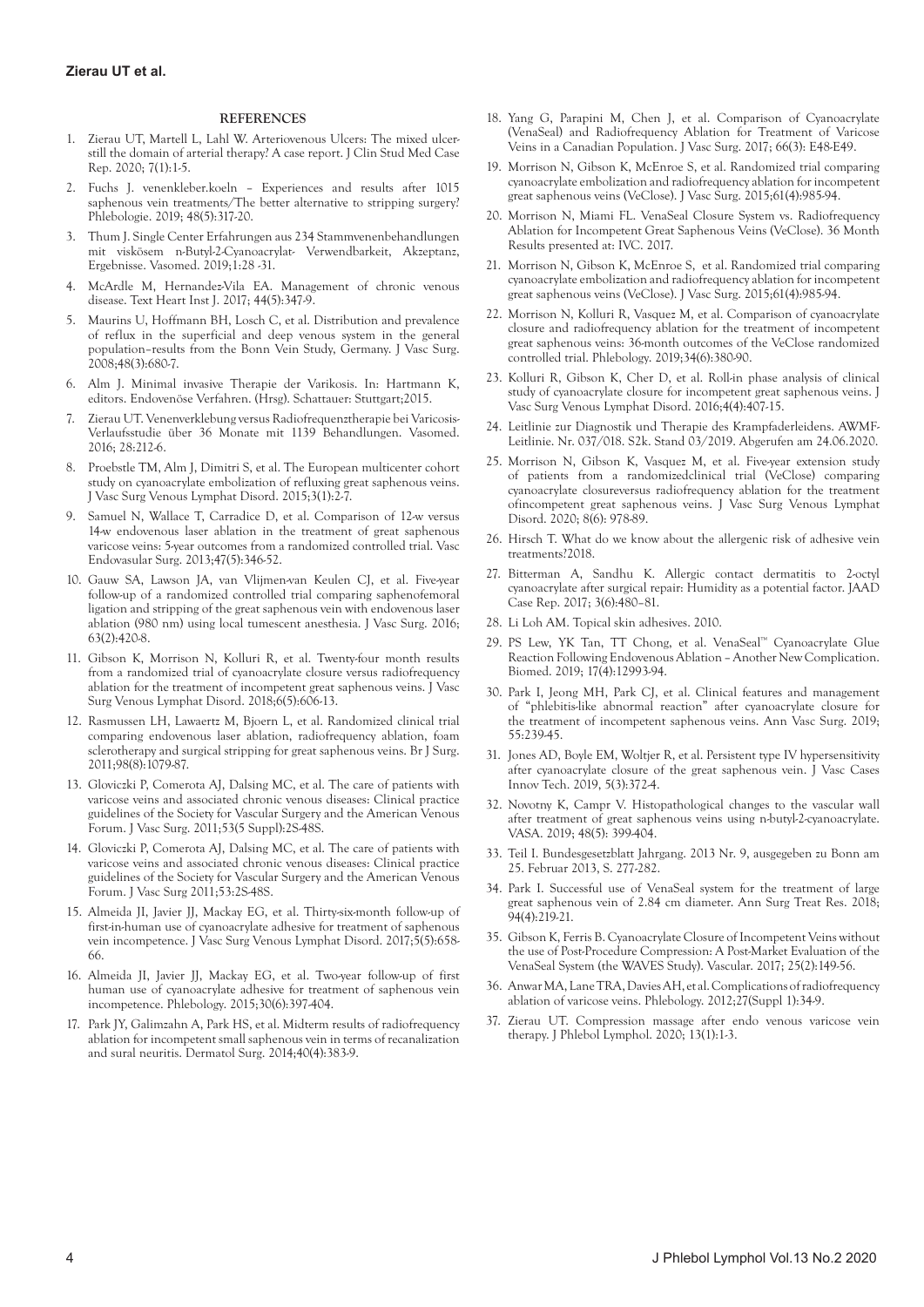## REFERENCES

1. Zierau UT, Martell L, Lahl W. Arteriovenous Ulcers: The mixed ulcer-still the domain of arterial therapy? A case report. J Clin Stud Med Case Rep. 2020; 7(1):1-5.
2. Fuchs J. venenkleber.koeln – Experiences and results after 1015 saphenous vein treatments/The better alternative to stripping surgery? Phlebologie. 2019; 48(5):317-20.
3. Thum J. Single Center Erfahrungen aus 234 Stammvenenbehandlungen mit viskösem n-Butyl-2-Cyanoacrylat- Verwendbarkeit, Akzeptanz, Ergebnisse. Vasomed. 2019;1:28 -31.
4. McArdle M, Hernandez-Vila EA. Management of chronic venous disease. Text Heart Inst J. 2017; 44(5):347-9.
5. Maurins U, Hoffmann BH, Losch C, et al. Distribution and prevalence of reflux in the superficial and deep venous system in the general population–results from the Bonn Vein Study, Germany. J Vasc Surg. 2008;48(3):680-7.
6. Alm J. Minimal invasive Therapie der Varikosis. In: Hartmann K, editors. Endovenöse Verfahren. (Hrsg). Schattauer: Stuttgart;2015.
7. Zierau UT. Venenverklebung versus Radiofrequenztherapie bei Varicosis-Verlaufsstudie über 36 Monate mit 1139 Behandlungen. Vasomed. 2016; 28:212-6.
8. Proebstle TM, Alm J, Dimitri S, et al. The European multicenter cohort study on cyanoacrylate embolization of refluxing great saphenous veins. J Vasc Surg Venous Lymphat Disord. 2015;3(1):2-7.
9. Samuel N, Wallace T, Carradice D, et al. Comparison of 12-w versus 14-w endovenous laser ablation in the treatment of great saphenous varicose veins: 5-year outcomes from a randomized controlled trial. Vasc Endovasular Surg. 2013;47(5):346-52.
10. Gauw SA, Lawson JA, van Vlijmen-van Keulen CJ, et al. Five-year follow-up of a randomized controlled trial comparing saphenofemoral ligation and stripping of the great saphenous vein with endovenous laser ablation (980 nm) using local tumescent anesthesia. J Vasc Surg. 2016; 63(2):420-8.
11. Gibson K, Morrison N, Kolluri R, et al. Twenty-four month results from a randomized trial of cyanoacrylate closure versus radiofrequency ablation for the treatment of incompetent great saphenous veins. J Vasc Surg Venous Lymphat Disord. 2018;6(5):606-13.
12. Rasmussen LH, Lawaertz M, Bjoern L, et al. Randomized clinical trial comparing endovenous laser ablation, radiofrequency ablation, foam sclerotherapy and surgical stripping for great saphenous veins. Br J Surg. 2011;98(8):1079-87.
13. Gloviczki P, Comerota AJ, Dalsing MC, et al. The care of patients with varicose veins and associated chronic venous diseases: Clinical practice guidelines of the Society for Vascular Surgery and the American Venous Forum. J Vasc Surg. 2011;53(5 Suppl):2S-48S.
14. Gloviczki P, Comerota AJ, Dalsing MC, et al. The care of patients with varicose veins and associated chronic venous diseases: Clinical practice guidelines of the Society for Vascular Surgery and the American Venous Forum. J Vasc Surg 2011;53:2S-48S.
15. Almeida JI, Javier JJ, Mackay EG, et al. Thirty-six-month follow-up of first-in-human use of cyanoacrylate adhesive for treatment of saphenous vein incompetence. J Vasc Surg Venous Lymphat Disord. 2017;5(5):658-66.
16. Almeida JI, Javier JJ, Mackay EG, et al. Two-year follow-up of first human use of cyanoacrylate adhesive for treatment of saphenous vein incompetence. Phlebology. 2015;30(6):397-404.
17. Park JY, Galimzahn A, Park HS, et al. Midterm results of radiofrequency ablation for incompetent small saphenous vein in terms of recanalization and sural neuritis. Dermatol Surg. 2014;40(4):383-9.
18. Yang G, Parapini M, Chen J, et al. Comparison of Cyanoacrylate (VenaSeal) and Radiofrequency Ablation for Treatment of Varicose Veins in a Canadian Population. J Vasc Surg. 2017; 66(3): E48-E49.
19. Morrison N, Gibson K, McEnroe S, et al. Randomized trial comparing cyanoacrylate embolization and radiofrequency ablation for incompetent great saphenous veins (VeClose). J Vasc Surg. 2015;61(4):985-94.
20. Morrison N, Miami FL. VenaSeal Closure System vs. Radiofrequency Ablation for Incompetent Great Saphenous Veins (VeClose). 36 Month Results presented at: IVC. 2017.
21. Morrison N, Gibson K, McEnroe S, et al. Randomized trial comparing cyanoacrylate embolization and radiofrequency ablation for incompetent great saphenous veins (VeClose). J Vasc Surg. 2015;61(4):985-94.
22. Morrison N, Kolluri R, Vasquez M, et al. Comparison of cyanoacrylate closure and radiofrequency ablation for the treatment of incompetent great saphenous veins: 36-month outcomes of the VeClose randomized controlled trial. Phlebology. 2019;34(6):380-90.
23. Kolluri R, Gibson K, Cher D, et al. Roll-in phase analysis of clinical study of cyanoacrylate closure for incompetent great saphenous veins. J Vasc Surg Venous Lymphat Disord. 2016;4(4):407-15.
24. Leitlinie zur Diagnostik und Therapie des Krampfaderleidens. AWMF-Leitlinie. Nr. 037/018. S2k. Stand 03/2019. Abgerufen am 24.06.2020.
25. Morrison N, Gibson K, Vasquez M, et al. Five-year extension study of patients from a randomizedclinical trial (VeClose) comparing cyanoacrylate closureversus radiofrequency ablation for the treatment ofincompetent great saphenous veins. J Vasc Surg Venous Lymphat Disord. 2020; 8(6): 978-89.
26. Hirsch T. What do we know about the allergenic risk of adhesive vein treatments?2018.
27. Bitterman A, Sandhu K. Allergic contact dermatitis to 2-octyl cyanoacrylate after surgical repair: Humidity as a potential factor. JAAD Case Rep. 2017; 3(6):480–81.
28. Li Loh AM. Topical skin adhesives. 2010.
29. PS Lew, YK Tan, TT Chong, et al. VenaSeal™ Cyanoacrylate Glue Reaction Following Endovenous Ablation – Another New Complication. Biomed. 2019; 17(4):12993-94.
30. Park I, Jeong MH, Park CJ, et al. Clinical features and management of "phlebitis-like abnormal reaction" after cyanoacrylate closure for the treatment of incompetent saphenous veins. Ann Vasc Surg. 2019; 55:239-45.
31. Jones AD, Boyle EM, Woltjer R, et al. Persistent type IV hypersensitivity after cyanoacrylate closure of the great saphenous vein. J Vasc Cases Innov Tech. 2019, 5(3):372-4.
32. Novotny K, Campr V. Histopathological changes to the vascular wall after treatment of great saphenous veins using n-butyl-2-cyanoacrylate. VASA. 2019; 48(5): 399-404.
33. Teil I. Bundesgesetzblatt Jahrgang. 2013 Nr. 9, ausgegeben zu Bonn am 25. Februar 2013, S. 277-282.
34. Park I. Successful use of VenaSeal system for the treatment of large great saphenous vein of 2.84 cm diameter. Ann Surg Treat Res. 2018; 94(4):219-21.
35. Gibson K, Ferris B. Cyanoacrylate Closure of Incompetent Veins without the use of Post-Procedure Compression: A Post-Market Evaluation of the VenaSeal System (the WAVES Study). Vascular. 2017; 25(2):149-56.
36. Anwar MA, Lane TRA, Davies AH, et al. Complications of radiofrequency ablation of varicose veins. Phlebology. 2012;27(Suppl 1):34-9.
37. Zierau UT. Compression massage after endo venous varicose vein therapy. J Phlebol Lymphol. 2020; 13(1):1-3.